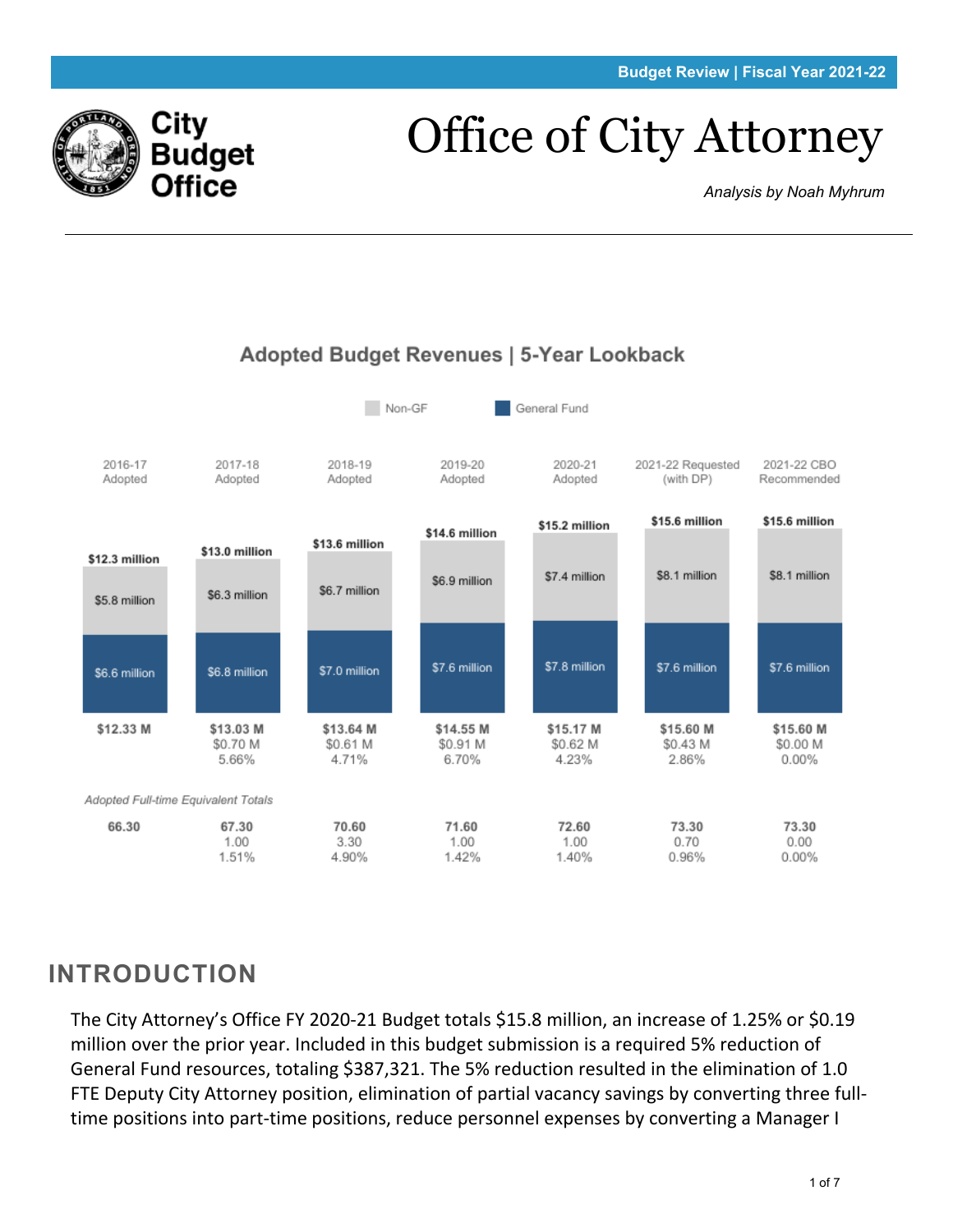# Office of City Attorney

City Budget Office

*Analysis by Noah Myhrum*

## Adopted Budget Revenues | 5-Year Lookback

| | 2016-17 Adopted | 2017-18 Adopted | 2018-19 Adopted | 2019-20 Adopted | 2020-21 Adopted | 2021-22 Requested (with DP) | 2021-22 CBO Recommended |
|---|---|---|---|---|---|---|---|
| Total | $12.3 million | $13.0 million | $13.6 million | $14.6 million | $15.2 million | $15.6 million | $15.6 million |
| Non-GF | $5.8 million | $6.3 million | $6.7 million | $6.9 million | $7.4 million | $8.1 million | $8.1 million |
| General Fund | $6.6 million | $6.8 million | $7.0 million | $7.6 million | $7.8 million | $7.6 million | $7.6 million |
| Total | $12.33 M | $13.03 M | $13.64 M | $14.55 M | $15.17 M | $15.60 M | $15.60 M |
| Change | | $0.70 M | $0.61 M | $0.91 M | $0.62 M | $0.43 M | $0.00 M |
| % Change | | 5.66% | 4.71% | 6.70% | 4.23% | 2.86% | 0.00% |

*Adopted Full-time Equivalent Totals*

| | 2016-17 Adopted | 2017-18 Adopted | 2018-19 Adopted | 2019-20 Adopted | 2020-21 Adopted | 2021-22 Requested (with DP) | 2021-22 CBO Recommended |
|---|---|---|---|---|---|---|---|
| FTE | 66.30 | 67.30 | 70.60 | 71.60 | 72.60 | 73.30 | 73.30 |
| Change | | 1.00 | 3.30 | 1.00 | 1.00 | 0.70 | 0.00 |
| % Change | | 1.51% | 4.90% | 1.42% | 1.40% | 0.96% | 0.00% |

## INTRODUCTION

The City Attorney's Office FY 2020-21 Budget totals $15.8 million, an increase of 1.25% or $0.19 million over the prior year. Included in this budget submission is a required 5% reduction of General Fund resources, totaling $387,321. The 5% reduction resulted in the elimination of 1.0 FTE Deputy City Attorney position, elimination of partial vacancy savings by converting three full-time positions into part-time positions, reduce personnel expenses by converting a Manager I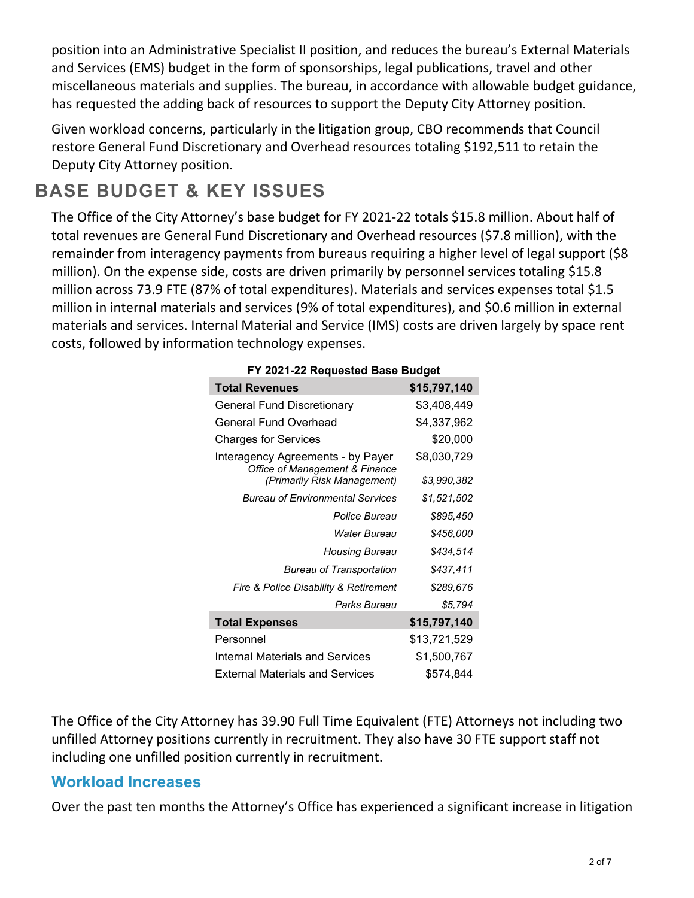position into an Administrative Specialist II position, and reduces the bureau's External Materials and Services (EMS) budget in the form of sponsorships, legal publications, travel and other miscellaneous materials and supplies. The bureau, in accordance with allowable budget guidance, has requested the adding back of resources to support the Deputy City Attorney position.

Given workload concerns, particularly in the litigation group, CBO recommends that Council restore General Fund Discretionary and Overhead resources totaling $192,511 to retain the Deputy City Attorney position.

## BASE BUDGET & KEY ISSUES

The Office of the City Attorney's base budget for FY 2021-22 totals $15.8 million. About half of total revenues are General Fund Discretionary and Overhead resources ($7.8 million), with the remainder from interagency payments from bureaus requiring a higher level of legal support ($8 million). On the expense side, costs are driven primarily by personnel services totaling $15.8 million across 73.9 FTE (87% of total expenditures). Materials and services expenses total $1.5 million in internal materials and services (9% of total expenditures), and $0.6 million in external materials and services. Internal Material and Service (IMS) costs are driven largely by space rent costs, followed by information technology expenses.

**FY 2021-22 Requested Base Budget**

| **Total Revenues** | **$15,797,140** |
|---|---|
| General Fund Discretionary | $3,408,449 |
| General Fund Overhead | $4,337,962 |
| Charges for Services | $20,000 |
| Interagency Agreements - by Payer | $8,030,729 |
| *Office of Management & Finance (Primarily Risk Management)* | *$3,990,382* |
| *Bureau of Environmental Services* | *$1,521,502* |
| *Police Bureau* | *$895,450* |
| *Water Bureau* | *$456,000* |
| *Housing Bureau* | *$434,514* |
| *Bureau of Transportation* | *$437,411* |
| *Fire & Police Disability & Retirement* | *$289,676* |
| *Parks Bureau* | *$5,794* |
| **Total Expenses** | **$15,797,140** |
| Personnel | $13,721,529 |
| Internal Materials and Services | $1,500,767 |
| External Materials and Services | $574,844 |

The Office of the City Attorney has 39.90 Full Time Equivalent (FTE) Attorneys not including two unfilled Attorney positions currently in recruitment. They also have 30 FTE support staff not including one unfilled position currently in recruitment.

### Workload Increases

Over the past ten months the Attorney's Office has experienced a significant increase in litigation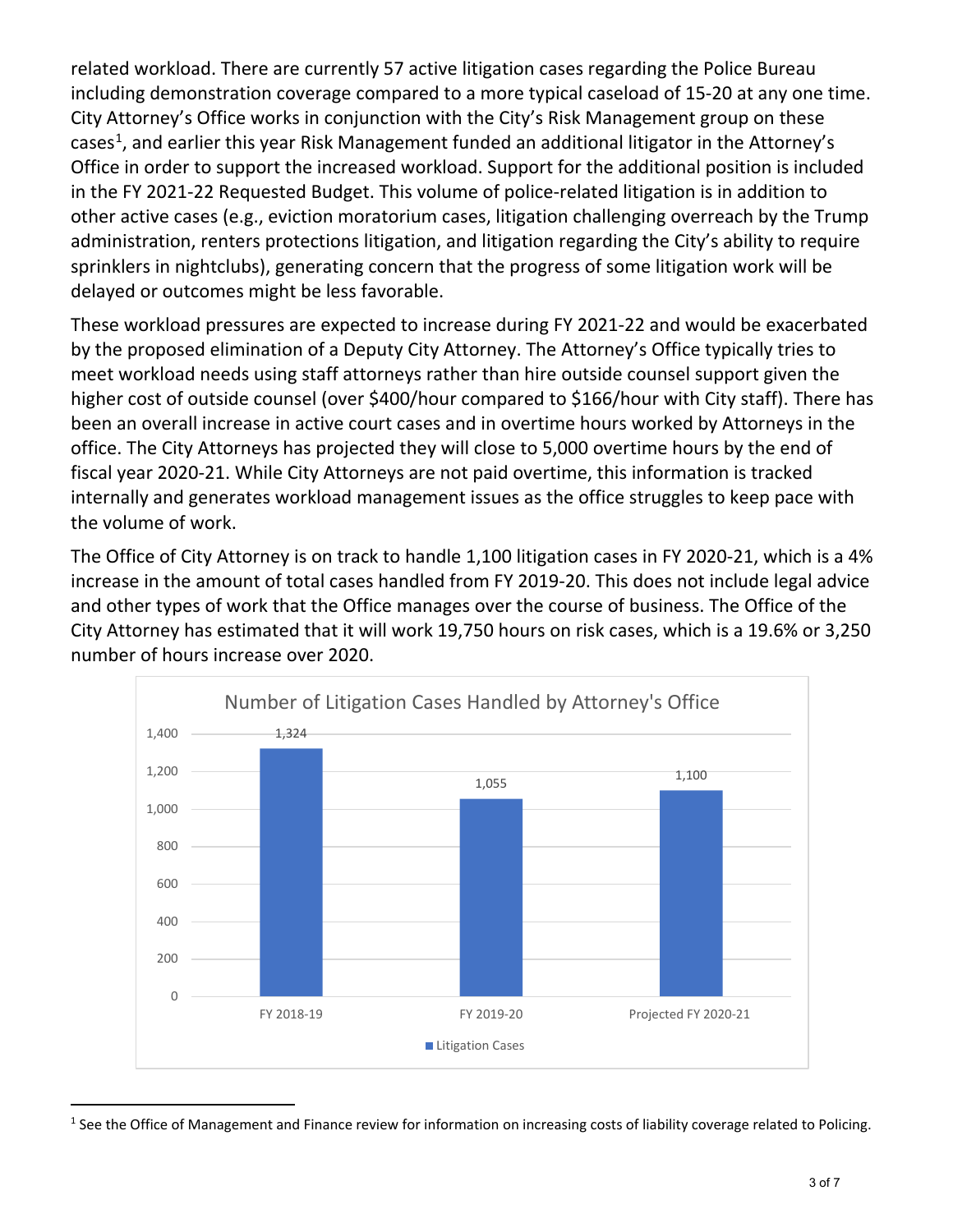related workload. There are currently 57 active litigation cases regarding the Police Bureau including demonstration coverage compared to a more typical caseload of 15-20 at any one time. City Attorney's Office works in conjunction with the City's Risk Management group on these cases[1], and earlier this year Risk Management funded an additional litigator in the Attorney's Office in order to support the increased workload. Support for the additional position is included in the FY 2021-22 Requested Budget. This volume of police-related litigation is in addition to other active cases (e.g., eviction moratorium cases, litigation challenging overreach by the Trump administration, renters protections litigation, and litigation regarding the City's ability to require sprinklers in nightclubs), generating concern that the progress of some litigation work will be delayed or outcomes might be less favorable.

These workload pressures are expected to increase during FY 2021-22 and would be exacerbated by the proposed elimination of a Deputy City Attorney. The Attorney's Office typically tries to meet workload needs using staff attorneys rather than hire outside counsel support given the higher cost of outside counsel (over $400/hour compared to $166/hour with City staff). There has been an overall increase in active court cases and in overtime hours worked by Attorneys in the office. The City Attorneys has projected they will close to 5,000 overtime hours by the end of fiscal year 2020-21. While City Attorneys are not paid overtime, this information is tracked internally and generates workload management issues as the office struggles to keep pace with the volume of work.

The Office of City Attorney is on track to handle 1,100 litigation cases in FY 2020-21, which is a 4% increase in the amount of total cases handled from FY 2019-20. This does not include legal advice and other types of work that the Office manages over the course of business. The Office of the City Attorney has estimated that it will work 19,750 hours on risk cases, which is a 19.6% or 3,250 number of hours increase over 2020.

**Number of Litigation Cases Handled by Attorney's Office**

| | Litigation Cases |
|---|---|
| FY 2018-19 | 1,324 |
| FY 2019-20 | 1,055 |
| Projected FY 2020-21 | 1,100 |

[1] See the Office of Management and Finance review for information on increasing costs of liability coverage related to Policing.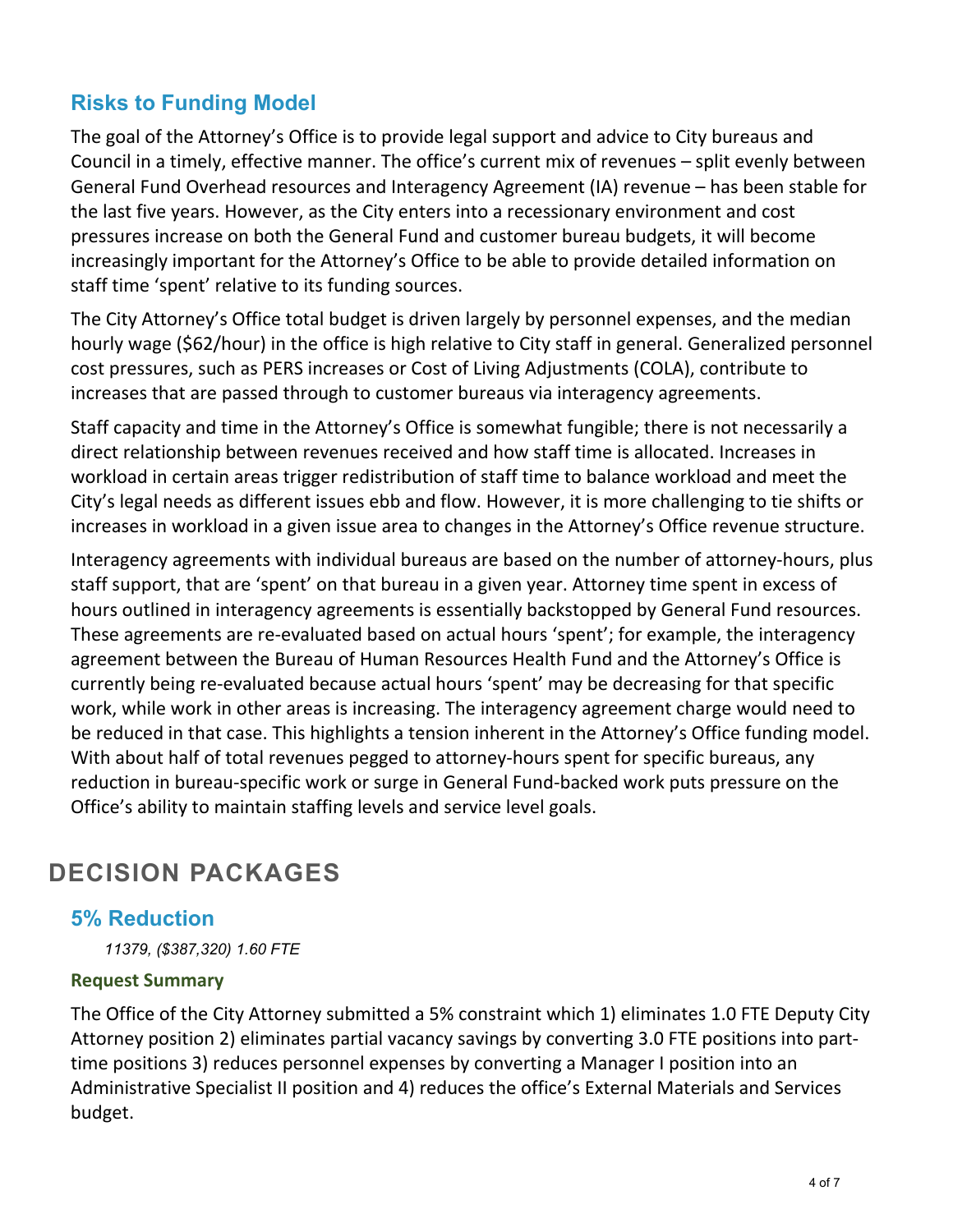## Risks to Funding Model

The goal of the Attorney's Office is to provide legal support and advice to City bureaus and Council in a timely, effective manner. The office's current mix of revenues – split evenly between General Fund Overhead resources and Interagency Agreement (IA) revenue – has been stable for the last five years. However, as the City enters into a recessionary environment and cost pressures increase on both the General Fund and customer bureau budgets, it will become increasingly important for the Attorney's Office to be able to provide detailed information on staff time 'spent' relative to its funding sources.

The City Attorney's Office total budget is driven largely by personnel expenses, and the median hourly wage ($62/hour) in the office is high relative to City staff in general. Generalized personnel cost pressures, such as PERS increases or Cost of Living Adjustments (COLA), contribute to increases that are passed through to customer bureaus via interagency agreements.

Staff capacity and time in the Attorney's Office is somewhat fungible; there is not necessarily a direct relationship between revenues received and how staff time is allocated. Increases in workload in certain areas trigger redistribution of staff time to balance workload and meet the City's legal needs as different issues ebb and flow. However, it is more challenging to tie shifts or increases in workload in a given issue area to changes in the Attorney's Office revenue structure.

Interagency agreements with individual bureaus are based on the number of attorney-hours, plus staff support, that are 'spent' on that bureau in a given year. Attorney time spent in excess of hours outlined in interagency agreements is essentially backstopped by General Fund resources. These agreements are re-evaluated based on actual hours 'spent'; for example, the interagency agreement between the Bureau of Human Resources Health Fund and the Attorney's Office is currently being re-evaluated because actual hours 'spent' may be decreasing for that specific work, while work in other areas is increasing. The interagency agreement charge would need to be reduced in that case. This highlights a tension inherent in the Attorney's Office funding model. With about half of total revenues pegged to attorney-hours spent for specific bureaus, any reduction in bureau-specific work or surge in General Fund-backed work puts pressure on the Office's ability to maintain staffing levels and service level goals.

# DECISION PACKAGES

## 5% Reduction

*11379, ($387,320) 1.60 FTE*

### Request Summary

The Office of the City Attorney submitted a 5% constraint which 1) eliminates 1.0 FTE Deputy City Attorney position 2) eliminates partial vacancy savings by converting 3.0 FTE positions into part-time positions 3) reduces personnel expenses by converting a Manager I position into an Administrative Specialist II position and 4) reduces the office's External Materials and Services budget.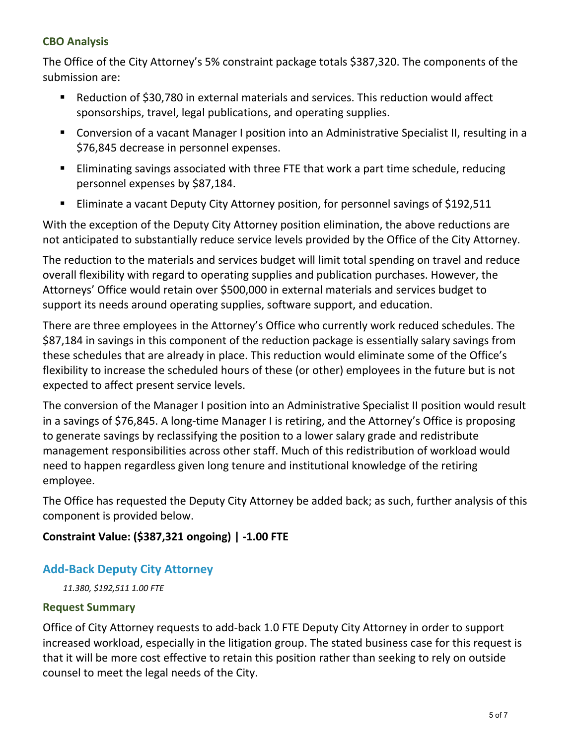### CBO Analysis

The Office of the City Attorney's 5% constraint package totals $387,320. The components of the submission are:

- Reduction of $30,780 in external materials and services. This reduction would affect sponsorships, travel, legal publications, and operating supplies.
- Conversion of a vacant Manager I position into an Administrative Specialist II, resulting in a $76,845 decrease in personnel expenses.
- Eliminating savings associated with three FTE that work a part time schedule, reducing personnel expenses by $87,184.
- Eliminate a vacant Deputy City Attorney position, for personnel savings of $192,511

With the exception of the Deputy City Attorney position elimination, the above reductions are not anticipated to substantially reduce service levels provided by the Office of the City Attorney.

The reduction to the materials and services budget will limit total spending on travel and reduce overall flexibility with regard to operating supplies and publication purchases. However, the Attorneys' Office would retain over $500,000 in external materials and services budget to support its needs around operating supplies, software support, and education.

There are three employees in the Attorney's Office who currently work reduced schedules. The $87,184 in savings in this component of the reduction package is essentially salary savings from these schedules that are already in place. This reduction would eliminate some of the Office's flexibility to increase the scheduled hours of these (or other) employees in the future but is not expected to affect present service levels.

The conversion of the Manager I position into an Administrative Specialist II position would result in a savings of $76,845. A long-time Manager I is retiring, and the Attorney's Office is proposing to generate savings by reclassifying the position to a lower salary grade and redistribute management responsibilities across other staff. Much of this redistribution of workload would need to happen regardless given long tenure and institutional knowledge of the retiring employee.

The Office has requested the Deputy City Attorney be added back; as such, further analysis of this component is provided below.

**Constraint Value: ($387,321 ongoing) | -1.00 FTE**

## Add-Back Deputy City Attorney

*11.380, $192,511 1.00 FTE*

### Request Summary

Office of City Attorney requests to add-back 1.0 FTE Deputy City Attorney in order to support increased workload, especially in the litigation group. The stated business case for this request is that it will be more cost effective to retain this position rather than seeking to rely on outside counsel to meet the legal needs of the City.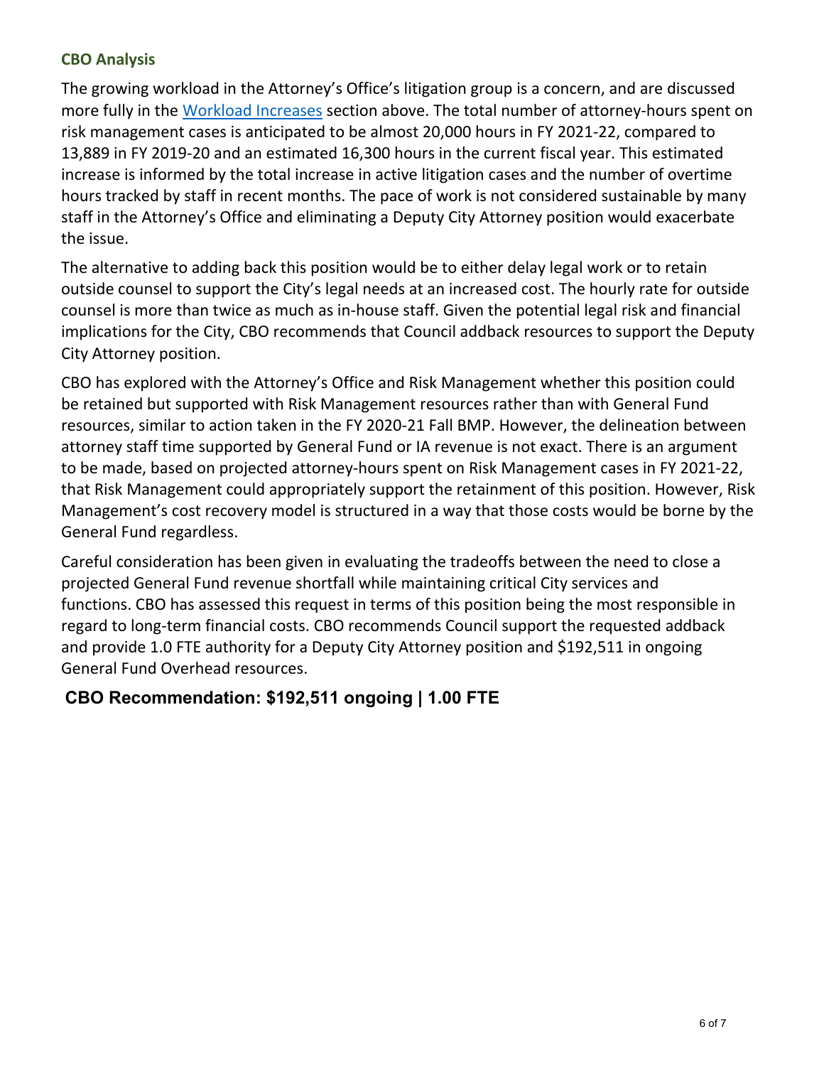### CBO Analysis

The growing workload in the Attorney's Office's litigation group is a concern, and are discussed more fully in the Workload Increases section above. The total number of attorney-hours spent on risk management cases is anticipated to be almost 20,000 hours in FY 2021-22, compared to 13,889 in FY 2019-20 and an estimated 16,300 hours in the current fiscal year. This estimated increase is informed by the total increase in active litigation cases and the number of overtime hours tracked by staff in recent months. The pace of work is not considered sustainable by many staff in the Attorney's Office and eliminating a Deputy City Attorney position would exacerbate the issue.

The alternative to adding back this position would be to either delay legal work or to retain outside counsel to support the City's legal needs at an increased cost. The hourly rate for outside counsel is more than twice as much as in-house staff. Given the potential legal risk and financial implications for the City, CBO recommends that Council addback resources to support the Deputy City Attorney position.

CBO has explored with the Attorney's Office and Risk Management whether this position could be retained but supported with Risk Management resources rather than with General Fund resources, similar to action taken in the FY 2020-21 Fall BMP. However, the delineation between attorney staff time supported by General Fund or IA revenue is not exact. There is an argument to be made, based on projected attorney-hours spent on Risk Management cases in FY 2021-22, that Risk Management could appropriately support the retainment of this position. However, Risk Management's cost recovery model is structured in a way that those costs would be borne by the General Fund regardless.

Careful consideration has been given in evaluating the tradeoffs between the need to close a projected General Fund revenue shortfall while maintaining critical City services and functions. CBO has assessed this request in terms of this position being the most responsible in regard to long-term financial costs. CBO recommends Council support the requested addback and provide 1.0 FTE authority for a Deputy City Attorney position and $192,511 in ongoing General Fund Overhead resources.

**CBO Recommendation: $192,511 ongoing | 1.00 FTE**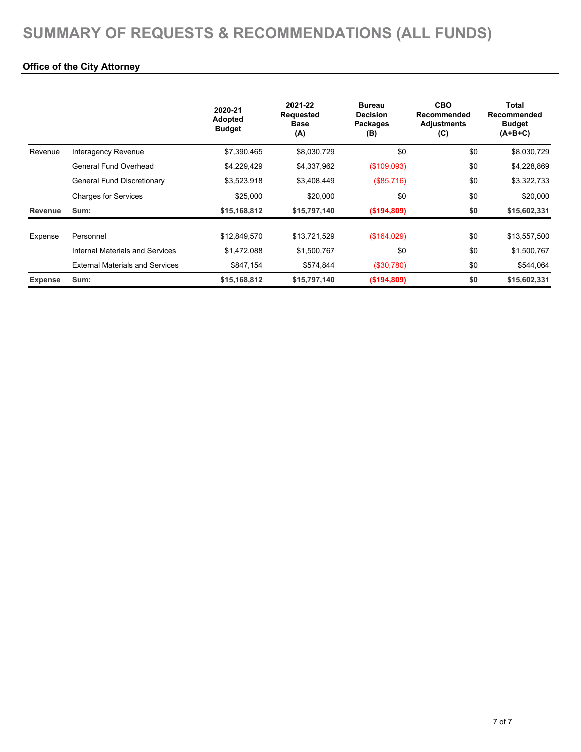# SUMMARY OF REQUESTS & RECOMMENDATIONS (ALL FUNDS)

## Office of the City Attorney

| | | 2020-21 Adopted Budget | 2021-22 Requested Base (A) | Bureau Decision Packages (B) | CBO Recommended Adjustments (C) | Total Recommended Budget (A+B+C) |
|---|---|---|---|---|---|---|
| Revenue | Interagency Revenue | $7,390,465 | $8,030,729 | $0 | $0 | $8,030,729 |
| | General Fund Overhead | $4,229,429 | $4,337,962 | ($109,093) | $0 | $4,228,869 |
| | General Fund Discretionary | $3,523,918 | $3,408,449 | ($85,716) | $0 | $3,322,733 |
| | Charges for Services | $25,000 | $20,000 | $0 | $0 | $20,000 |
| **Revenue** | **Sum:** | **$15,168,812** | **$15,797,140** | **($194,809)** | **$0** | **$15,602,331** |
| Expense | Personnel | $12,849,570 | $13,721,529 | ($164,029) | $0 | $13,557,500 |
| | Internal Materials and Services | $1,472,088 | $1,500,767 | $0 | $0 | $1,500,767 |
| | External Materials and Services | $847,154 | $574,844 | ($30,780) | $0 | $544,064 |
| **Expense** | **Sum:** | **$15,168,812** | **$15,797,140** | **($194,809)** | **$0** | **$15,602,331** |